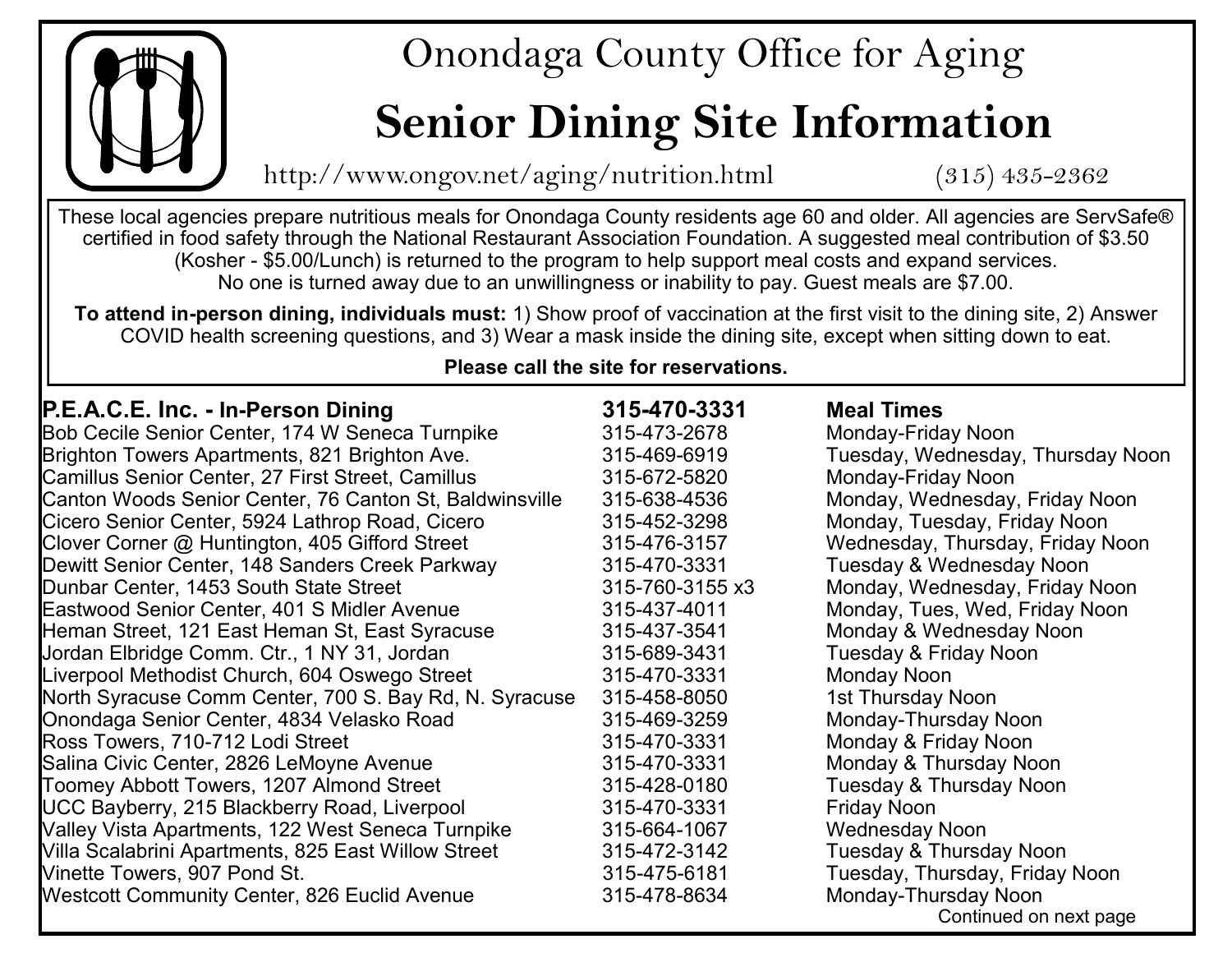# Onondaga County Office for Aging

## Senior Dining Site Information

http://www.ongov.net/aging/nutrition.html (315) 435-2362

These local agencies prepare nutritious meals for Onondaga County residents age 60 and older. All agencies are ServSafe® certified in food safety through the National Restaurant Association Foundation. A suggested meal contribution of $3.50 (Kosher - $5.00/Lunch) is returned to the program to help support meal costs and expand services. No one is turned away due to an unwillingness or inability to pay. Guest meals are $7.00.

**To attend in-person dining, individuals must:** 1) Show proof of vaccination at the first visit to the dining site, 2) Answer COVID health screening questions, and 3) Wear a mask inside the dining site, except when sitting down to eat.

**Please call the site for reservations.**

| **P.E.A.C.E. Inc. - In-Person Dining** | **315-470-3331** | **Meal Times** |
|---|---|---|
| Bob Cecile Senior Center, 174 W Seneca Turnpike | 315-473-2678 | Monday-Friday Noon |
| Brighton Towers Apartments, 821 Brighton Ave. | 315-469-6919 | Tuesday, Wednesday, Thursday Noon |
| Camillus Senior Center, 27 First Street, Camillus | 315-672-5820 | Monday-Friday Noon |
| Canton Woods Senior Center, 76 Canton St, Baldwinsville | 315-638-4536 | Monday, Wednesday, Friday Noon |
| Cicero Senior Center, 5924 Lathrop Road, Cicero | 315-452-3298 | Monday, Tuesday, Friday Noon |
| Clover Corner @ Huntington, 405 Gifford Street | 315-476-3157 | Wednesday, Thursday, Friday Noon |
| Dewitt Senior Center, 148 Sanders Creek Parkway | 315-470-3331 | Tuesday & Wednesday Noon |
| Dunbar Center, 1453 South State Street | 315-760-3155 x3 | Monday, Wednesday, Friday Noon |
| Eastwood Senior Center, 401 S Midler Avenue | 315-437-4011 | Monday, Tues, Wed, Friday Noon |
| Heman Street, 121 East Heman St, East Syracuse | 315-437-3541 | Monday & Wednesday Noon |
| Jordan Elbridge Comm. Ctr., 1 NY 31, Jordan | 315-689-3431 | Tuesday & Friday Noon |
| Liverpool Methodist Church, 604 Oswego Street | 315-470-3331 | Monday Noon |
| North Syracuse Comm Center, 700 S. Bay Rd, N. Syracuse | 315-458-8050 | 1st Thursday Noon |
| Onondaga Senior Center, 4834 Velasko Road | 315-469-3259 | Monday-Thursday Noon |
| Ross Towers, 710-712 Lodi Street | 315-470-3331 | Monday & Friday Noon |
| Salina Civic Center, 2826 LeMoyne Avenue | 315-470-3331 | Monday & Thursday Noon |
| Toomey Abbott Towers, 1207 Almond Street | 315-428-0180 | Tuesday & Thursday Noon |
| UCC Bayberry, 215 Blackberry Road, Liverpool | 315-470-3331 | Friday Noon |
| Valley Vista Apartments, 122 West Seneca Turnpike | 315-664-1067 | Wednesday Noon |
| Villa Scalabrini Apartments, 825 East Willow Street | 315-472-3142 | Tuesday & Thursday Noon |
| Vinette Towers, 907 Pond St. | 315-475-6181 | Tuesday, Thursday, Friday Noon |
| Westcott Community Center, 826 Euclid Avenue | 315-478-8634 | Monday-Thursday Noon |

Continued on next page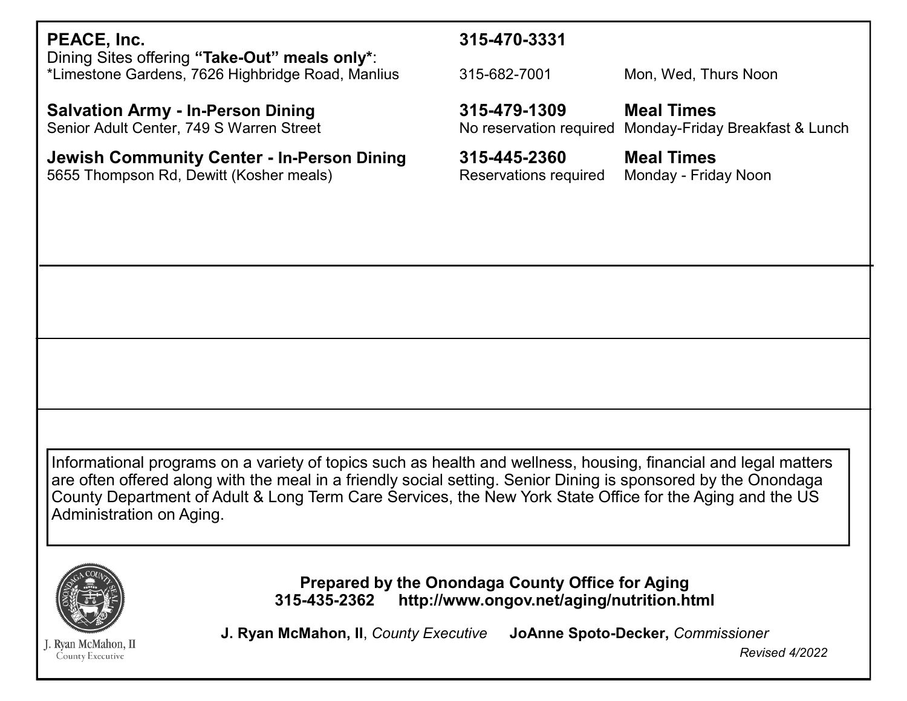| | | |
|---|---|---|
| **PEACE, Inc.** | **315-470-3331** | |
| Dining Sites offering **"Take-Out" meals only***: | | |
| *Limestone Gardens, 7626 Highbridge Road, Manlius | 315-682-7001 | Mon, Wed, Thurs Noon |
| **Salvation Army - In-Person Dining** | **315-479-1309** | **Meal Times** |
| Senior Adult Center, 749 S Warren Street | No reservation required | Monday-Friday Breakfast & Lunch |
| **Jewish Community Center - In-Person Dining** | **315-445-2360** | **Meal Times** |
| 5655 Thompson Rd, Dewitt (Kosher meals) | Reservations required | Monday - Friday Noon |

Informational programs on a variety of topics such as health and wellness, housing, financial and legal matters are often offered along with the meal in a friendly social setting. Senior Dining is sponsored by the Onondaga County Department of Adult & Long Term Care Services, the New York State Office for the Aging and the US Administration on Aging.

**Prepared by the Onondaga County Office for Aging**
**315-435-2362 http://www.ongov.net/aging/nutrition.html**

**J. Ryan McMahon, II**, *County Executive* **JoAnne Spoto-Decker,** *Commissioner*

J. Ryan McMahon, II
County Executive

*Revised 4/2022*